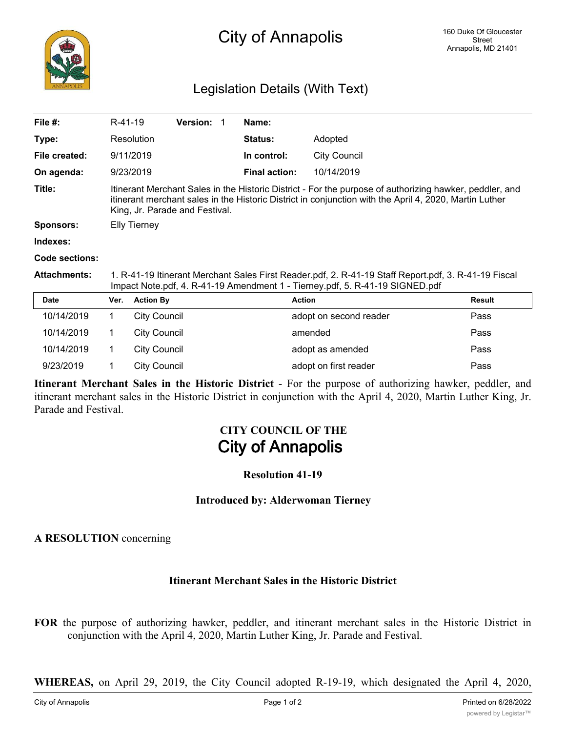# City of Annapolis

160 Duke Of Gloucester Street
Annapolis, MD 21401

## Legislation Details (With Text)

| | | | | | |
|---|---|---|---|---|---|
| **File #:** | R-41-19 | **Version:** 1 | **Name:** | | |
| **Type:** | Resolution | | **Status:** | Adopted | |
| **File created:** | 9/11/2019 | | **In control:** | City Council | |
| **On agenda:** | 9/23/2019 | | **Final action:** | 10/14/2019 | |

**Title:** Itinerant Merchant Sales in the Historic District - For the purpose of authorizing hawker, peddler, and itinerant merchant sales in the Historic District in conjunction with the April 4, 2020, Martin Luther King, Jr. Parade and Festival.

**Sponsors:** Elly Tierney

**Indexes:**

**Code sections:**

**Attachments:** 1. R-41-19 Itinerant Merchant Sales First Reader.pdf, 2. R-41-19 Staff Report.pdf, 3. R-41-19 Fiscal Impact Note.pdf, 4. R-41-19 Amendment 1 - Tierney.pdf, 5. R-41-19 SIGNED.pdf

| Date | Ver. | Action By | Action | Result |
|---|---|---|---|---|
| 10/14/2019 | 1 | City Council | adopt on second reader | Pass |
| 10/14/2019 | 1 | City Council | amended | Pass |
| 10/14/2019 | 1 | City Council | adopt as amended | Pass |
| 9/23/2019 | 1 | City Council | adopt on first reader | Pass |

**Itinerant Merchant Sales in the Historic District** - For the purpose of authorizing hawker, peddler, and itinerant merchant sales in the Historic District in conjunction with the April 4, 2020, Martin Luther King, Jr. Parade and Festival.

**CITY COUNCIL OF THE**
**City of Annapolis**

**Resolution 41-19**

**Introduced by: Alderwoman Tierney**

**A RESOLUTION** concerning

**Itinerant Merchant Sales in the Historic District**

**FOR** the purpose of authorizing hawker, peddler, and itinerant merchant sales in the Historic District in conjunction with the April 4, 2020, Martin Luther King, Jr. Parade and Festival.

**WHEREAS,** on April 29, 2019, the City Council adopted R-19-19, which designated the April 4, 2020,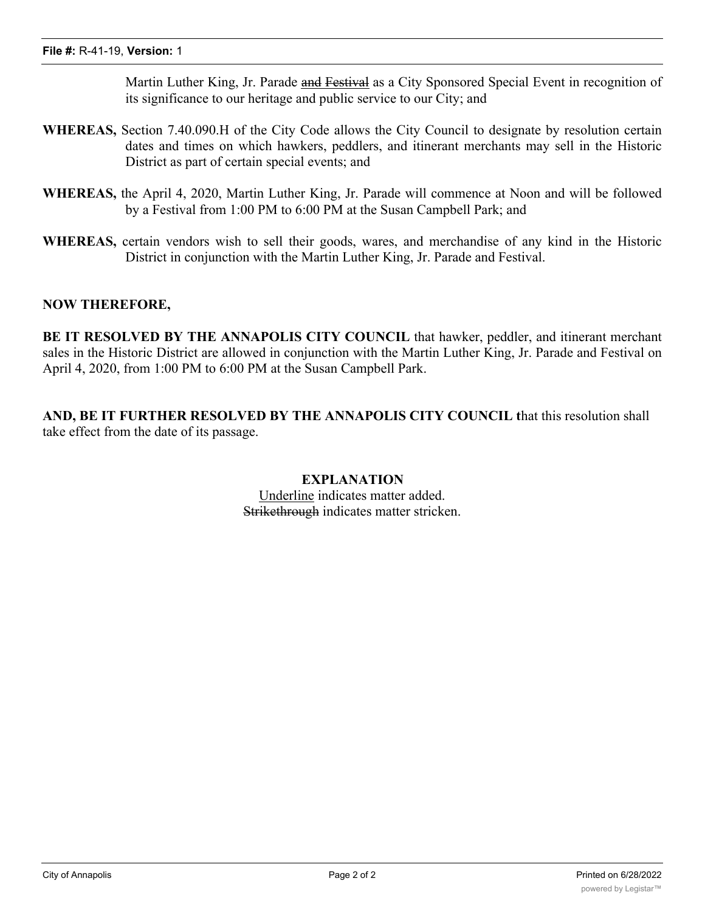Martin Luther King, Jr. Parade ~~and Festival~~ as a City Sponsored Special Event in recognition of its significance to our heritage and public service to our City; and

**WHEREAS,** Section 7.40.090.H of the City Code allows the City Council to designate by resolution certain dates and times on which hawkers, peddlers, and itinerant merchants may sell in the Historic District as part of certain special events; and

**WHEREAS,** the April 4, 2020, Martin Luther King, Jr. Parade will commence at Noon and will be followed by a Festival from 1:00 PM to 6:00 PM at the Susan Campbell Park; and

**WHEREAS,** certain vendors wish to sell their goods, wares, and merchandise of any kind in the Historic District in conjunction with the Martin Luther King, Jr. Parade and Festival.

**NOW THEREFORE,**

**BE IT RESOLVED BY THE ANNAPOLIS CITY COUNCIL** that hawker, peddler, and itinerant merchant sales in the Historic District are allowed in conjunction with the Martin Luther King, Jr. Parade and Festival on April 4, 2020, from 1:00 PM to 6:00 PM at the Susan Campbell Park.

**AND, BE IT FURTHER RESOLVED BY THE ANNAPOLIS CITY COUNCIL t**hat this resolution shall take effect from the date of its passage.

**EXPLANATION**

Underline indicates matter added.
~~Strikethrough~~ indicates matter stricken.